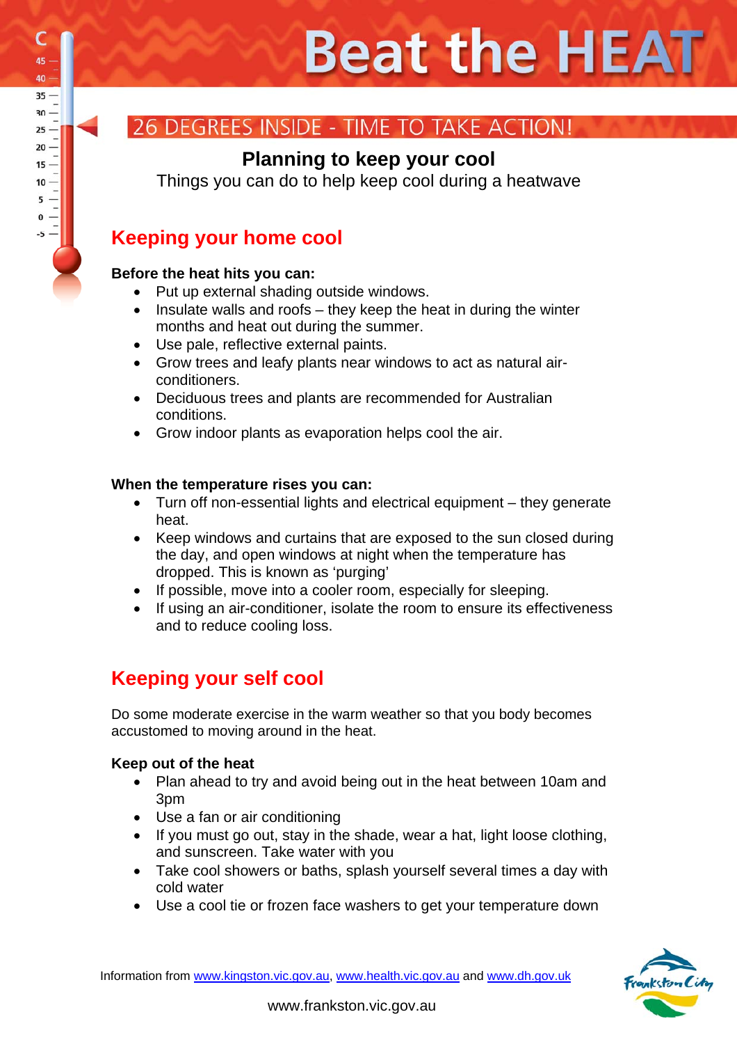# Beat the HEAT

## 26 DEGREES INSIDE - TIME TO TAKE ACTION!

**Planning to keep your cool**

Things you can do to help keep cool during a heatwave

## Keeping your home cool

**Before the heat hits you can:**

- Put up external shading outside windows.
- Insulate walls and roofs – they keep the heat in during the winter months and heat out during the summer.
- Use pale, reflective external paints.
- Grow trees and leafy plants near windows to act as natural air-conditioners.
- Deciduous trees and plants are recommended for Australian conditions.
- Grow indoor plants as evaporation helps cool the air.

**When the temperature rises you can:**

- Turn off non-essential lights and electrical equipment – they generate heat.
- Keep windows and curtains that are exposed to the sun closed during the day, and open windows at night when the temperature has dropped. This is known as 'purging'
- If possible, move into a cooler room, especially for sleeping.
- If using an air-conditioner, isolate the room to ensure its effectiveness and to reduce cooling loss.

## Keeping your self cool

Do some moderate exercise in the warm weather so that you body becomes accustomed to moving around in the heat.

**Keep out of the heat**

- Plan ahead to try and avoid being out in the heat between 10am and 3pm
- Use a fan or air conditioning
- If you must go out, stay in the shade, wear a hat, light loose clothing, and sunscreen. Take water with you
- Take cool showers or baths, splash yourself several times a day with cold water
- Use a cool tie or frozen face washers to get your temperature down

Information from www.kingston.vic.gov.au, www.health.vic.gov.au and www.dh.gov.uk

www.frankston.vic.gov.au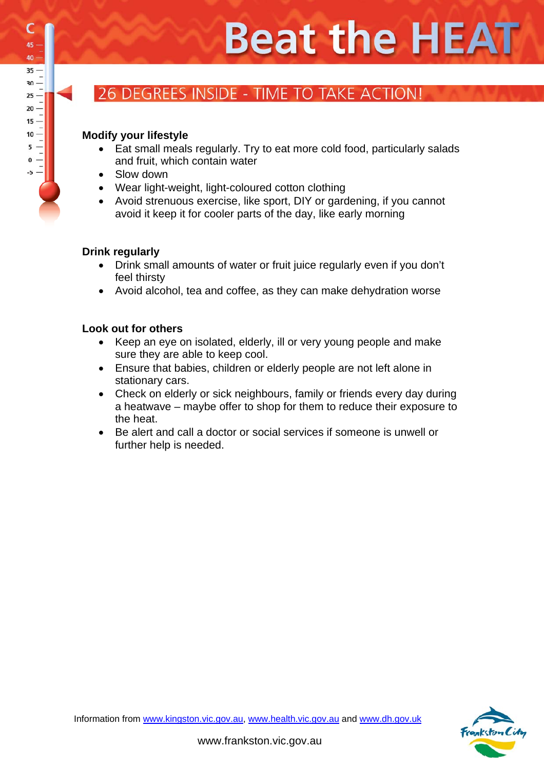# Beat the HEAT

## 26 DEGREES INSIDE - TIME TO TAKE ACTION!

**Modify your lifestyle**

- Eat small meals regularly. Try to eat more cold food, particularly salads and fruit, which contain water
- Slow down
- Wear light-weight, light-coloured cotton clothing
- Avoid strenuous exercise, like sport, DIY or gardening, if you cannot avoid it keep it for cooler parts of the day, like early morning

**Drink regularly**

- Drink small amounts of water or fruit juice regularly even if you don't feel thirsty
- Avoid alcohol, tea and coffee, as they can make dehydration worse

**Look out for others**

- Keep an eye on isolated, elderly, ill or very young people and make sure they are able to keep cool.
- Ensure that babies, children or elderly people are not left alone in stationary cars.
- Check on elderly or sick neighbours, family or friends every day during a heatwave – maybe offer to shop for them to reduce their exposure to the heat.
- Be alert and call a doctor or social services if someone is unwell or further help is needed.

Information from www.kingston.vic.gov.au, www.health.vic.gov.au and www.dh.gov.uk

www.frankston.vic.gov.au